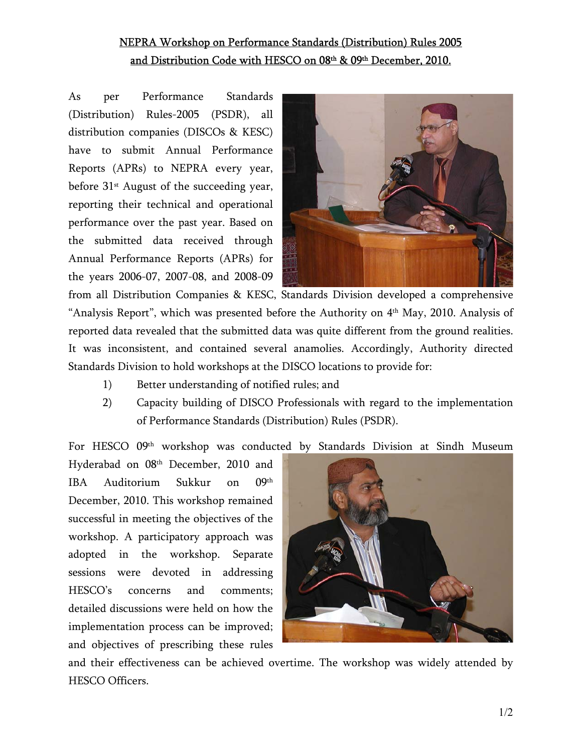# NEPRA Workshop on Performance Standards (Distribution) Rules 2005 and Distribution Code with HESCO on 08th & 09th December, 2010.

As per Performance Standards (Distribution) Rules-2005 (PSDR), all distribution companies (DISCOs & KESC) have to submit Annual Performance Reports (APRs) to NEPRA every year, before 31st August of the succeeding year, reporting their technical and operational performance over the past year. Based on the submitted data received through Annual Performance Reports (APRs) for the years 2006-07, 2007-08, and 2008-09 from all Distribution Companies & KESC, Standards Division developed a comprehensive "Analysis Report", which was presented before the Authority on 4th May, 2010. Analysis of reported data revealed that the submitted data was quite different from the ground realities. It was inconsistent, and contained several anamolies. Accordingly, Authority directed Standards Division to hold workshops at the DISCO locations to provide for:

1) Better understanding of notified rules; and
2) Capacity building of DISCO Professionals with regard to the implementation of Performance Standards (Distribution) Rules (PSDR).

For HESCO 09th workshop was conducted by Standards Division at Sindh Museum Hyderabad on 08th December, 2010 and IBA Auditorium Sukkur on 09th December, 2010. This workshop remained successful in meeting the objectives of the workshop. A participatory approach was adopted in the workshop. Separate sessions were devoted in addressing HESCO's concerns and comments; detailed discussions were held on how the implementation process can be improved; and objectives of prescribing these rules and their effectiveness can be achieved overtime. The workshop was widely attended by HESCO Officers.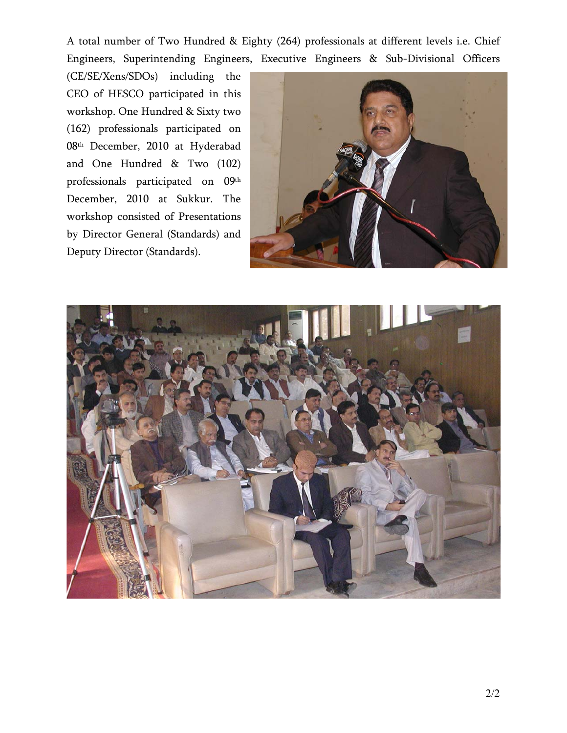A total number of Two Hundred & Eighty (264) professionals at different levels i.e. Chief Engineers, Superintending Engineers, Executive Engineers & Sub-Divisional Officers (CE/SE/Xens/SDOs) including the CEO of HESCO participated in this workshop. One Hundred & Sixty two (162) professionals participated on 08th December, 2010 at Hyderabad and One Hundred & Two (102) professionals participated on 09th December, 2010 at Sukkur. The workshop consisted of Presentations by Director General (Standards) and Deputy Director (Standards).